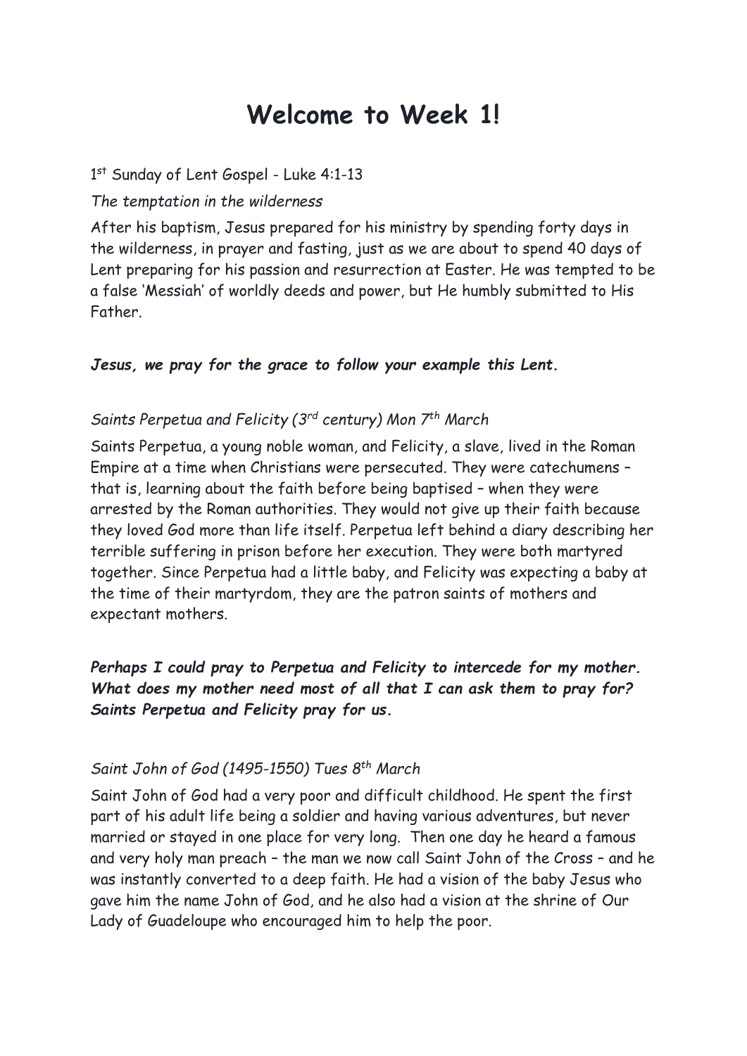# Welcome to Week 1!

1st Sunday of Lent Gospel - Luke 4:1-13

*The temptation in the wilderness*

After his baptism, Jesus prepared for his ministry by spending forty days in the wilderness, in prayer and fasting, just as we are about to spend 40 days of Lent preparing for his passion and resurrection at Easter. He was tempted to be a false 'Messiah' of worldly deeds and power, but He humbly submitted to His Father.

***Jesus, we pray for the grace to follow your example this Lent.***

*Saints Perpetua and Felicity (3rd century) Mon 7th March*

Saints Perpetua, a young noble woman, and Felicity, a slave, lived in the Roman Empire at a time when Christians were persecuted. They were catechumens – that is, learning about the faith before being baptised – when they were arrested by the Roman authorities. They would not give up their faith because they loved God more than life itself. Perpetua left behind a diary describing her terrible suffering in prison before her execution. They were both martyred together. Since Perpetua had a little baby, and Felicity was expecting a baby at the time of their martyrdom, they are the patron saints of mothers and expectant mothers.

***Perhaps I could pray to Perpetua and Felicity to intercede for my mother. What does my mother need most of all that I can ask them to pray for? Saints Perpetua and Felicity pray for us.***

*Saint John of God (1495-1550) Tues 8th March*

Saint John of God had a very poor and difficult childhood. He spent the first part of his adult life being a soldier and having various adventures, but never married or stayed in one place for very long. Then one day he heard a famous and very holy man preach – the man we now call Saint John of the Cross – and he was instantly converted to a deep faith. He had a vision of the baby Jesus who gave him the name John of God, and he also had a vision at the shrine of Our Lady of Guadeloupe who encouraged him to help the poor.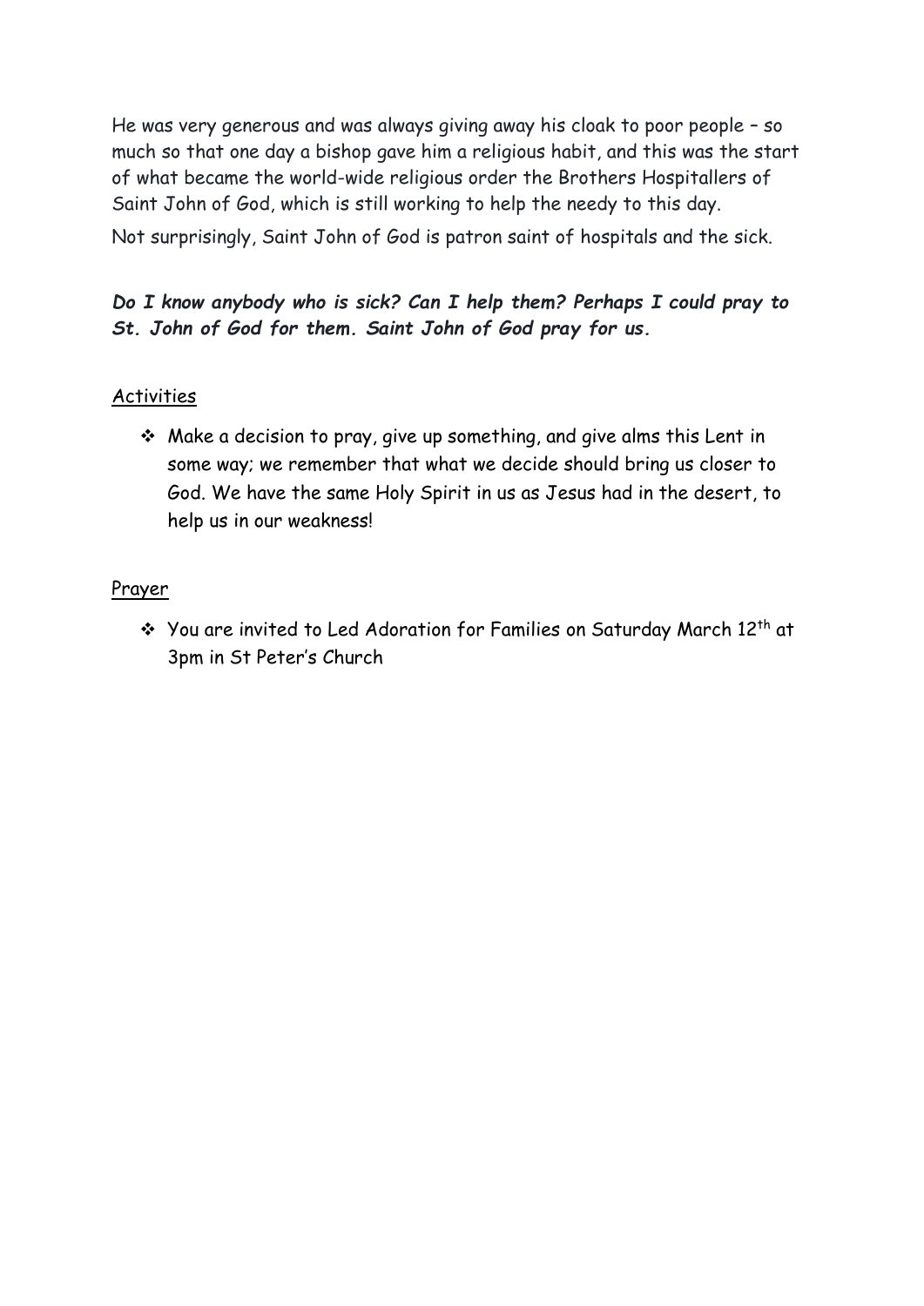He was very generous and was always giving away his cloak to poor people – so much so that one day a bishop gave him a religious habit, and this was the start of what became the world-wide religious order the Brothers Hospitallers of Saint John of God, which is still working to help the needy to this day.

Not surprisingly, Saint John of God is patron saint of hospitals and the sick.

***Do I know anybody who is sick? Can I help them? Perhaps I could pray to St. John of God for them. Saint John of God pray for us.***

<u>Activities</u>

- Make a decision to pray, give up something, and give alms this Lent in some way; we remember that what we decide should bring us closer to God. We have the same Holy Spirit in us as Jesus had in the desert, to help us in our weakness!

<u>Prayer</u>

- You are invited to Led Adoration for Families on Saturday March 12th at 3pm in St Peter's Church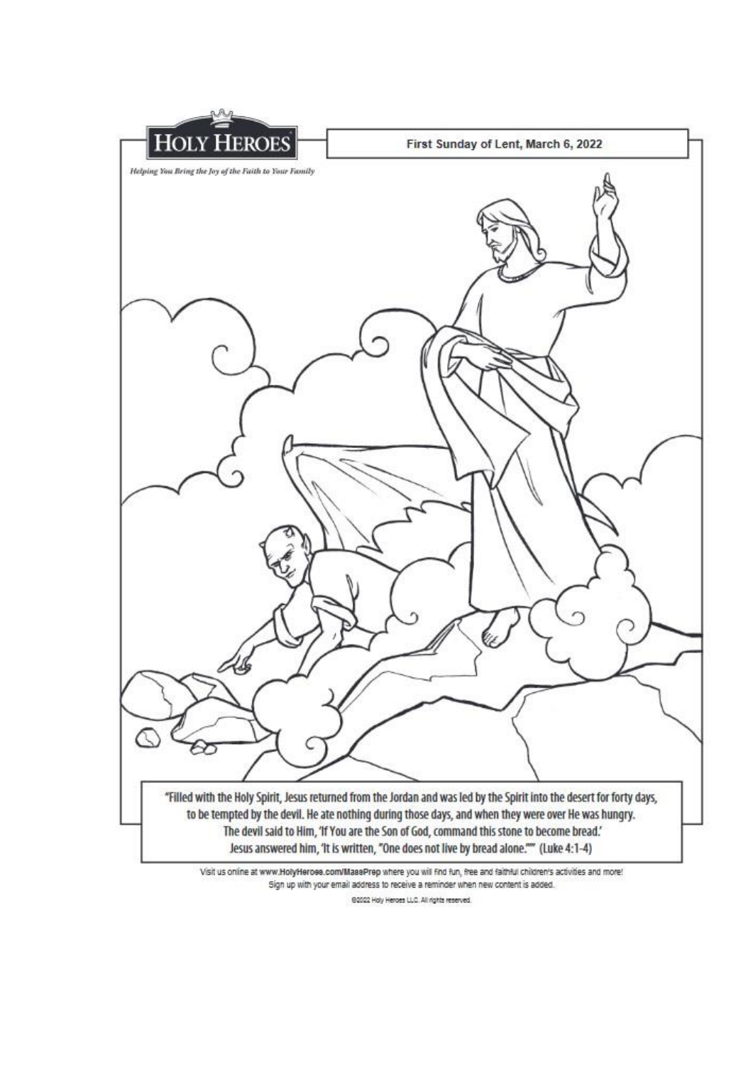**HOLY HEROES**

*Helping You Bring the Joy of the Faith to Your Family*

First Sunday of Lent, March 6, 2022

"Filled with the Holy Spirit, Jesus returned from the Jordan and was led by the Spirit into the desert for forty days, to be tempted by the devil. He ate nothing during those days, and when they were over He was hungry. The devil said to Him, 'If You are the Son of God, command this stone to become bread.' Jesus answered him, 'It is written, "One does not live by bread alone."'" (Luke 4:1-4)

Visit us online at www.HolyHeroes.com/MassPrep where you will find fun, free and faithful children's activities and more!
Sign up with your email address to receive a reminder when new content is added.

©2022 Holy Heroes LLC. All rights reserved.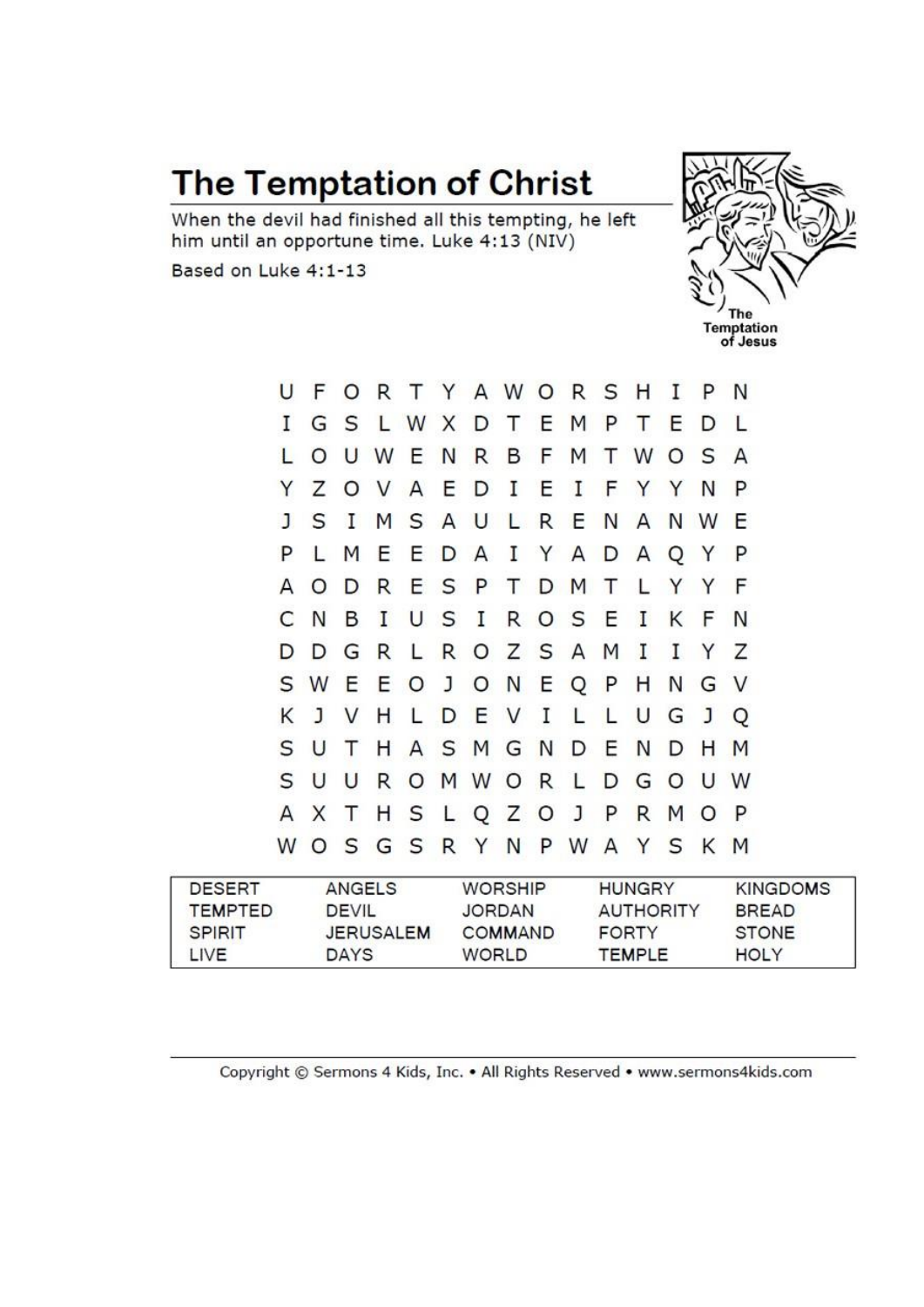# The Temptation of Christ

When the devil had finished all this tempting, he left him until an opportune time. Luke 4:13 (NIV)

Based on Luke 4:1-13

The Temptation of Jesus

```
U F O R T Y A W O R S H I P N
I G S L W X D T E M P T E D L
L O U W E N R B F M T W O S A
Y Z O V A E D I E I F Y Y N P
J S I M S A U L R E N A N W E
P L M E E D A I Y A D A Q Y P
A O D R E S P T D M T L Y Y F
C N B I U S I R O S E I K F N
D D G R L R O Z S A M I I Y Z
S W E E O J O N E Q P H N G V
K J V H L D E V I L L U G J Q
S U T H A S M G N D E N D H M
S U U R O M W O R L D G O U W
A X T H S L Q Z O J P R M O P
W O S G S R Y N P W A Y S K M
```

| DESERT | ANGELS | WORSHIP | HUNGRY | KINGDOMS |
|---|---|---|---|---|
| TEMPTED | DEVIL | JORDAN | AUTHORITY | BREAD |
| SPIRIT | JERUSALEM | COMMAND | FORTY | STONE |
| LIVE | DAYS | WORLD | TEMPLE | HOLY |

Copyright © Sermons 4 Kids, Inc. • All Rights Reserved • www.sermons4kids.com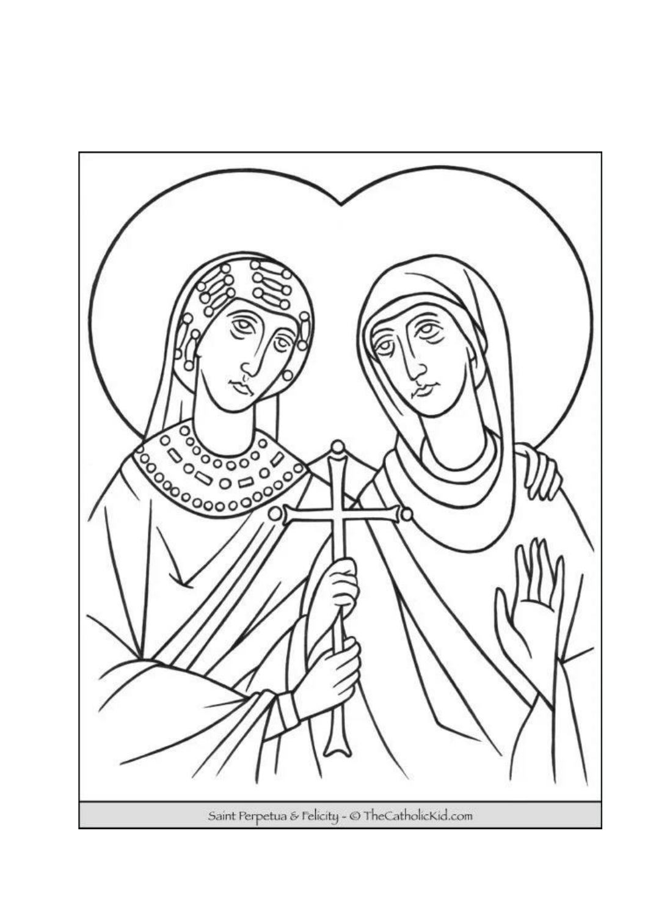Saint Perpetua & Felicity - © TheCatholicKid.com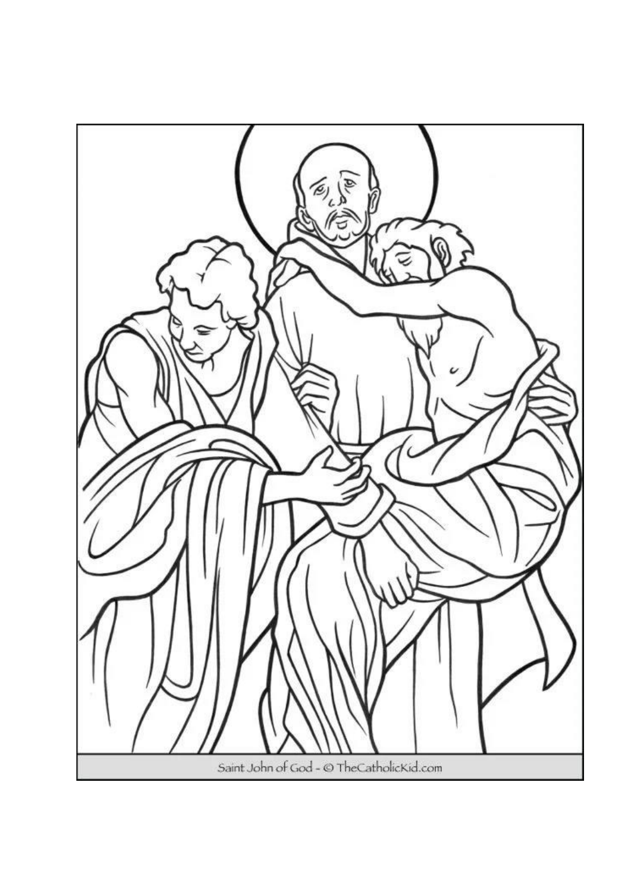Saint John of God - © TheCatholicKid.com